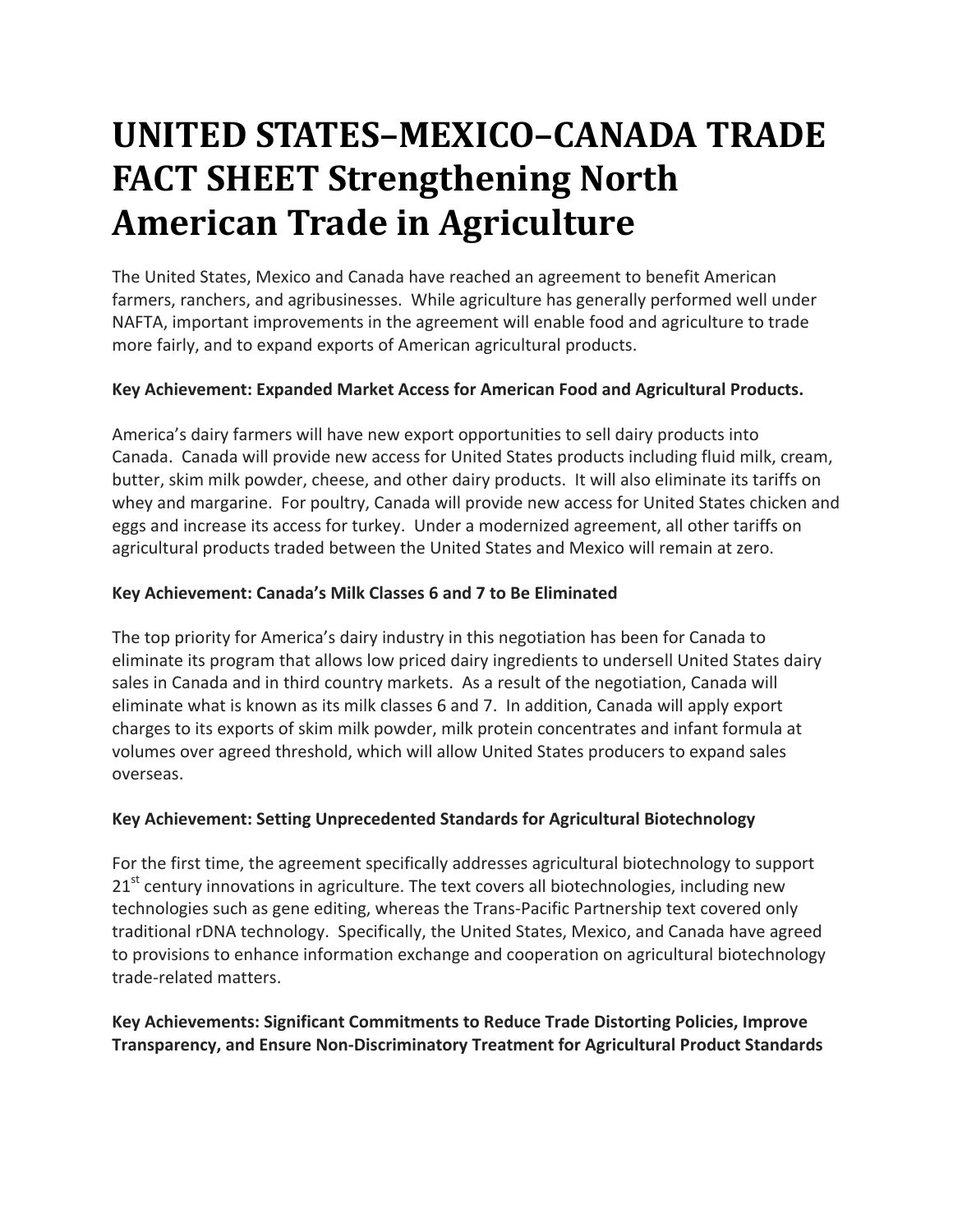# UNITED STATES–MEXICO–CANADA TRADE FACT SHEET Strengthening North American Trade in Agriculture

The United States, Mexico and Canada have reached an agreement to benefit American farmers, ranchers, and agribusinesses. While agriculture has generally performed well under NAFTA, important improvements in the agreement will enable food and agriculture to trade more fairly, and to expand exports of American agricultural products.

**Key Achievement: Expanded Market Access for American Food and Agricultural Products.**

America's dairy farmers will have new export opportunities to sell dairy products into Canada. Canada will provide new access for United States products including fluid milk, cream, butter, skim milk powder, cheese, and other dairy products. It will also eliminate its tariffs on whey and margarine. For poultry, Canada will provide new access for United States chicken and eggs and increase its access for turkey. Under a modernized agreement, all other tariffs on agricultural products traded between the United States and Mexico will remain at zero.

**Key Achievement: Canada's Milk Classes 6 and 7 to Be Eliminated**

The top priority for America's dairy industry in this negotiation has been for Canada to eliminate its program that allows low priced dairy ingredients to undersell United States dairy sales in Canada and in third country markets. As a result of the negotiation, Canada will eliminate what is known as its milk classes 6 and 7. In addition, Canada will apply export charges to its exports of skim milk powder, milk protein concentrates and infant formula at volumes over agreed threshold, which will allow United States producers to expand sales overseas.

**Key Achievement: Setting Unprecedented Standards for Agricultural Biotechnology**

For the first time, the agreement specifically addresses agricultural biotechnology to support 21st century innovations in agriculture. The text covers all biotechnologies, including new technologies such as gene editing, whereas the Trans-Pacific Partnership text covered only traditional rDNA technology. Specifically, the United States, Mexico, and Canada have agreed to provisions to enhance information exchange and cooperation on agricultural biotechnology trade-related matters.

**Key Achievements: Significant Commitments to Reduce Trade Distorting Policies, Improve Transparency, and Ensure Non-Discriminatory Treatment for Agricultural Product Standards**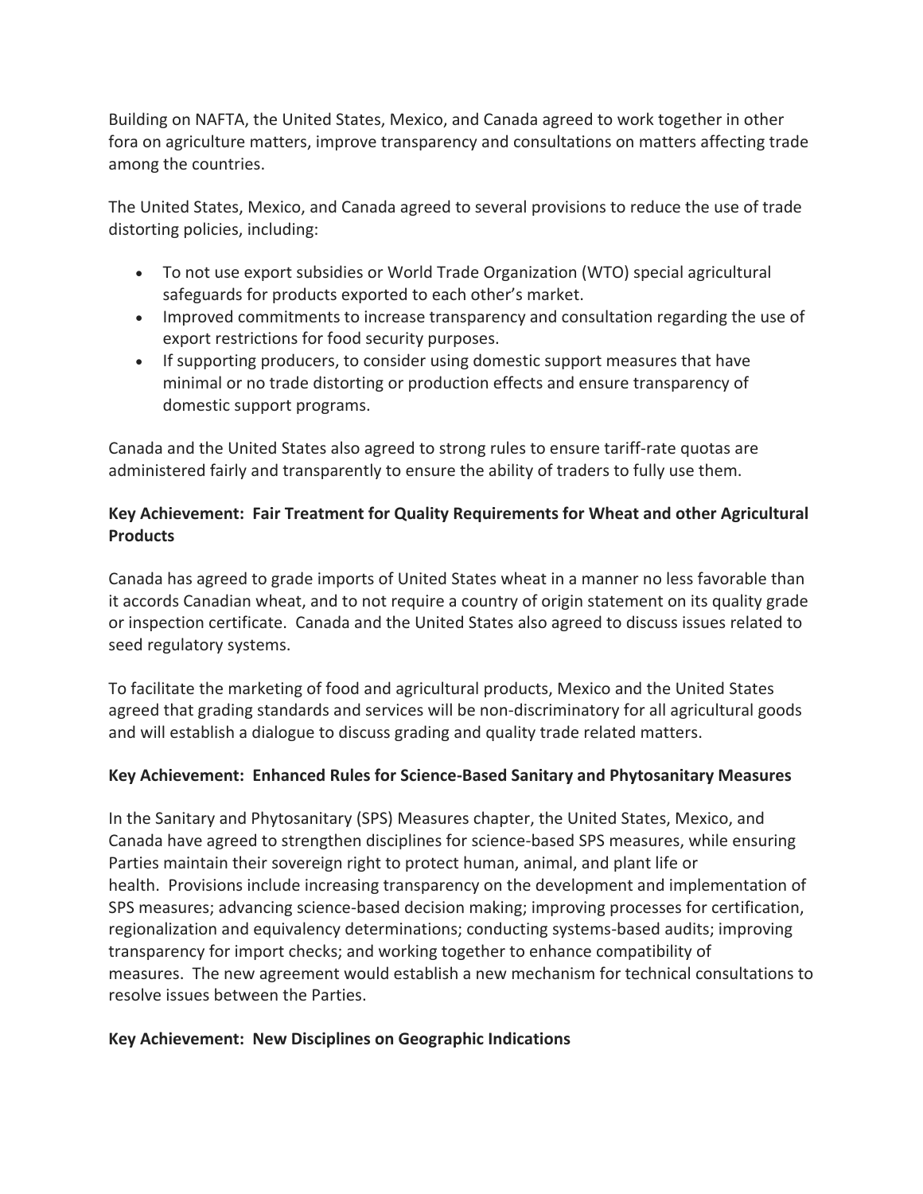Building on NAFTA, the United States, Mexico, and Canada agreed to work together in other fora on agriculture matters, improve transparency and consultations on matters affecting trade among the countries.

The United States, Mexico, and Canada agreed to several provisions to reduce the use of trade distorting policies, including:

- To not use export subsidies or World Trade Organization (WTO) special agricultural safeguards for products exported to each other's market.
- Improved commitments to increase transparency and consultation regarding the use of export restrictions for food security purposes.
- If supporting producers, to consider using domestic support measures that have minimal or no trade distorting or production effects and ensure transparency of domestic support programs.

Canada and the United States also agreed to strong rules to ensure tariff-rate quotas are administered fairly and transparently to ensure the ability of traders to fully use them.

**Key Achievement: Fair Treatment for Quality Requirements for Wheat and other Agricultural Products**

Canada has agreed to grade imports of United States wheat in a manner no less favorable than it accords Canadian wheat, and to not require a country of origin statement on its quality grade or inspection certificate. Canada and the United States also agreed to discuss issues related to seed regulatory systems.

To facilitate the marketing of food and agricultural products, Mexico and the United States agreed that grading standards and services will be non-discriminatory for all agricultural goods and will establish a dialogue to discuss grading and quality trade related matters.

**Key Achievement: Enhanced Rules for Science-Based Sanitary and Phytosanitary Measures**

In the Sanitary and Phytosanitary (SPS) Measures chapter, the United States, Mexico, and Canada have agreed to strengthen disciplines for science-based SPS measures, while ensuring Parties maintain their sovereign right to protect human, animal, and plant life or health. Provisions include increasing transparency on the development and implementation of SPS measures; advancing science-based decision making; improving processes for certification, regionalization and equivalency determinations; conducting systems-based audits; improving transparency for import checks; and working together to enhance compatibility of measures. The new agreement would establish a new mechanism for technical consultations to resolve issues between the Parties.

**Key Achievement: New Disciplines on Geographic Indications**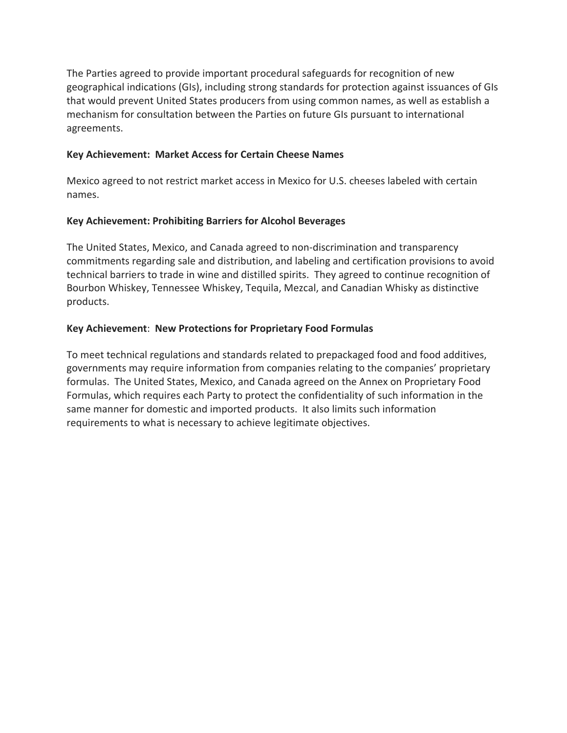The Parties agreed to provide important procedural safeguards for recognition of new geographical indications (GIs), including strong standards for protection against issuances of GIs that would prevent United States producers from using common names, as well as establish a mechanism for consultation between the Parties on future GIs pursuant to international agreements.

**Key Achievement: Market Access for Certain Cheese Names**

Mexico agreed to not restrict market access in Mexico for U.S. cheeses labeled with certain names.

**Key Achievement: Prohibiting Barriers for Alcohol Beverages**

The United States, Mexico, and Canada agreed to non-discrimination and transparency commitments regarding sale and distribution, and labeling and certification provisions to avoid technical barriers to trade in wine and distilled spirits. They agreed to continue recognition of Bourbon Whiskey, Tennessee Whiskey, Tequila, Mezcal, and Canadian Whisky as distinctive products.

**Key Achievement: New Protections for Proprietary Food Formulas**

To meet technical regulations and standards related to prepackaged food and food additives, governments may require information from companies relating to the companies' proprietary formulas. The United States, Mexico, and Canada agreed on the Annex on Proprietary Food Formulas, which requires each Party to protect the confidentiality of such information in the same manner for domestic and imported products. It also limits such information requirements to what is necessary to achieve legitimate objectives.